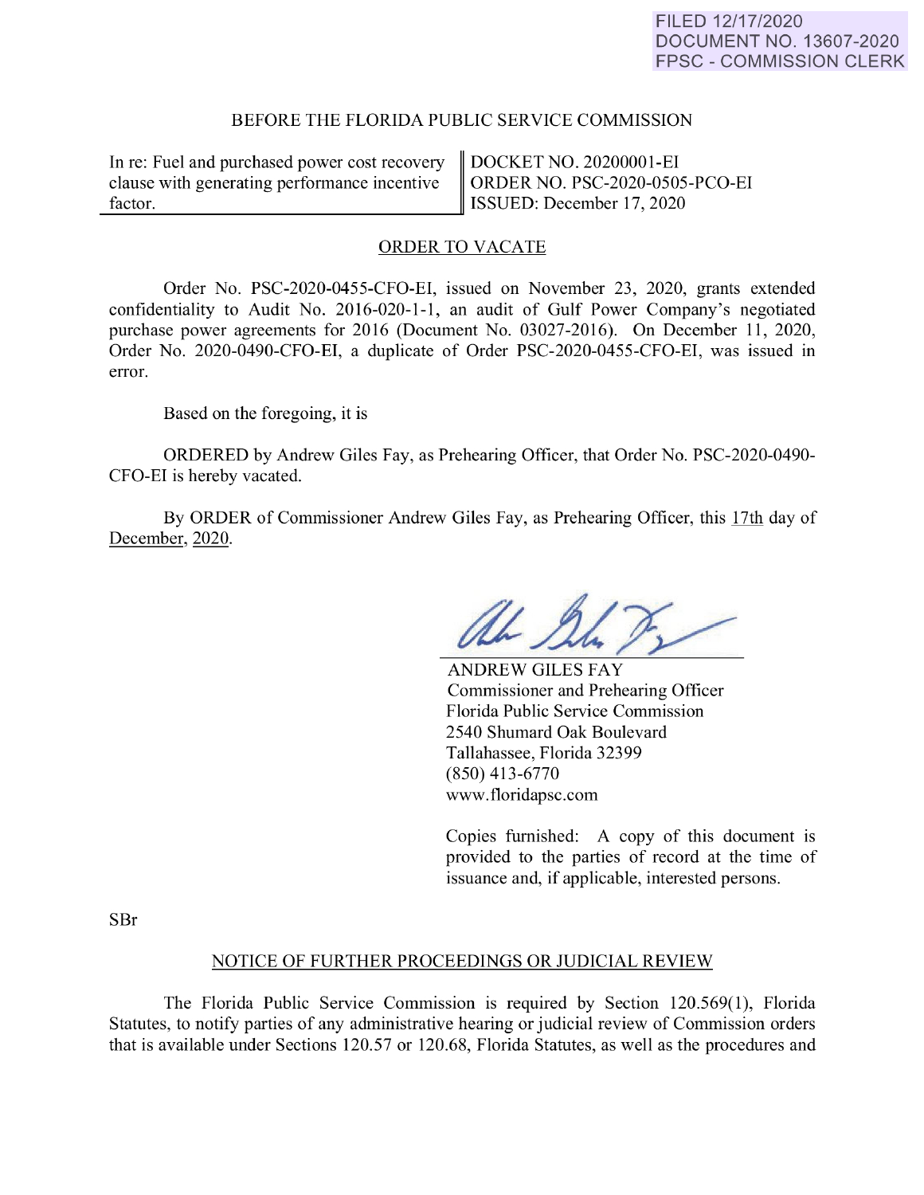FILED 12/17/2020
DOCUMENT NO. 13607-2020
FPSC - COMMISSION CLERK

BEFORE THE FLORIDA PUBLIC SERVICE COMMISSION

| In re: Fuel and purchased power cost recovery clause with generating performance incentive factor. | DOCKET NO. 20200001-EI<br>ORDER NO. PSC-2020-0505-PCO-EI<br>ISSUED: December 17, 2020 |
| --- | --- |

ORDER TO VACATE

Order No. PSC-2020-0455-CFO-EI, issued on November 23, 2020, grants extended confidentiality to Audit No. 2016-020-1-1, an audit of Gulf Power Company's negotiated purchase power agreements for 2016 (Document No. 03027-2016). On December 11, 2020, Order No. 2020-0490-CFO-EI, a duplicate of Order PSC-2020-0455-CFO-EI, was issued in error.

Based on the foregoing, it is

ORDERED by Andrew Giles Fay, as Prehearing Officer, that Order No. PSC-2020-0490-CFO-EI is hereby vacated.

By ORDER of Commissioner Andrew Giles Fay, as Prehearing Officer, this 17th day of December, 2020.

ANDREW GILES FAY
Commissioner and Prehearing Officer
Florida Public Service Commission
2540 Shumard Oak Boulevard
Tallahassee, Florida 32399
(850) 413-6770
www.floridapsc.com

Copies furnished: A copy of this document is provided to the parties of record at the time of issuance and, if applicable, interested persons.

SBr

NOTICE OF FURTHER PROCEEDINGS OR JUDICIAL REVIEW

The Florida Public Service Commission is required by Section 120.569(1), Florida Statutes, to notify parties of any administrative hearing or judicial review of Commission orders that is available under Sections 120.57 or 120.68, Florida Statutes, as well as the procedures and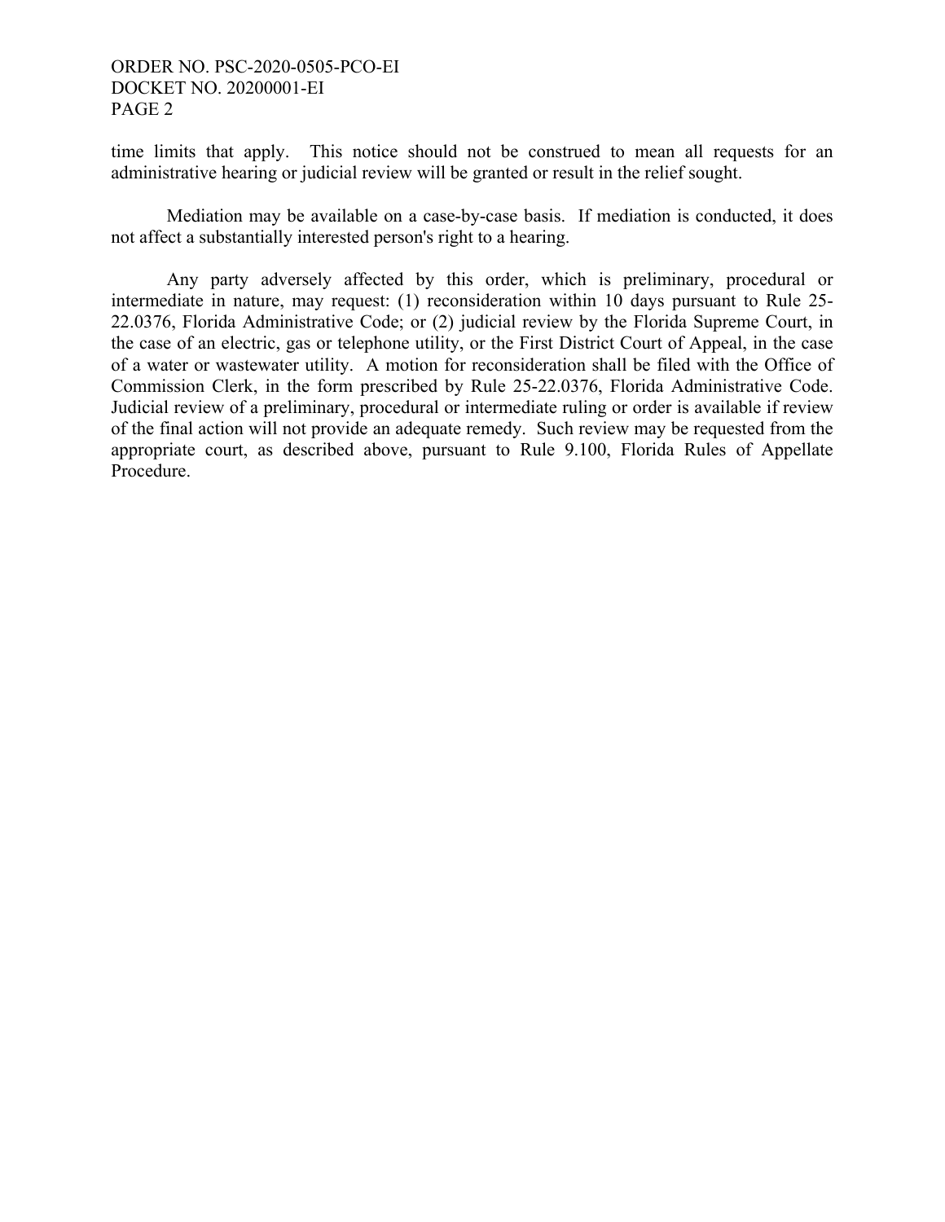time limits that apply. This notice should not be construed to mean all requests for an administrative hearing or judicial review will be granted or result in the relief sought.

Mediation may be available on a case-by-case basis. If mediation is conducted, it does not affect a substantially interested person's right to a hearing.

Any party adversely affected by this order, which is preliminary, procedural or intermediate in nature, may request: (1) reconsideration within 10 days pursuant to Rule 25-22.0376, Florida Administrative Code; or (2) judicial review by the Florida Supreme Court, in the case of an electric, gas or telephone utility, or the First District Court of Appeal, in the case of a water or wastewater utility. A motion for reconsideration shall be filed with the Office of Commission Clerk, in the form prescribed by Rule 25-22.0376, Florida Administrative Code. Judicial review of a preliminary, procedural or intermediate ruling or order is available if review of the final action will not provide an adequate remedy. Such review may be requested from the appropriate court, as described above, pursuant to Rule 9.100, Florida Rules of Appellate Procedure.